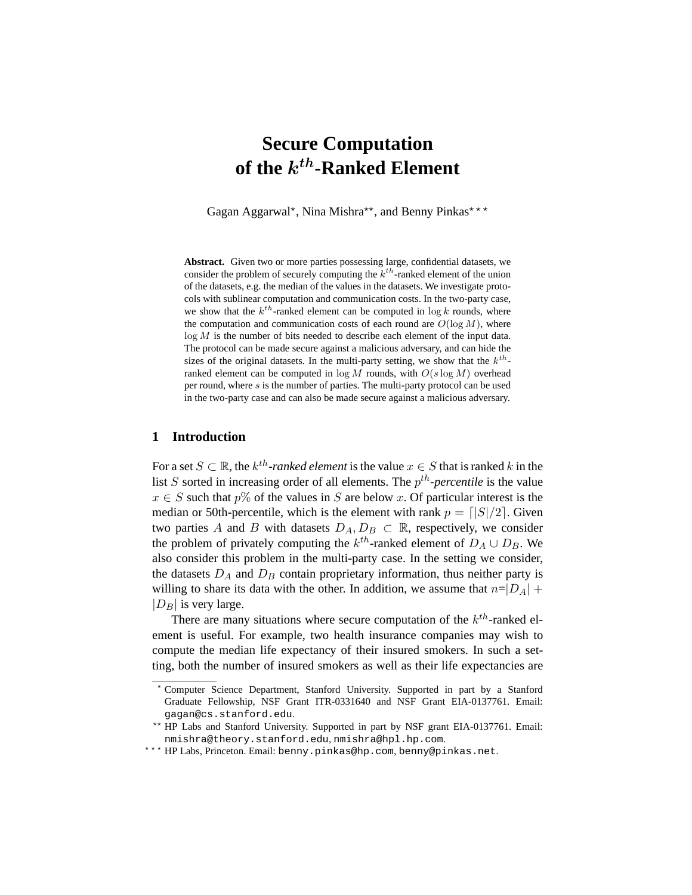# Secure Computation of the $k^{th}$-Ranked Element

Gagan Aggarwal[⋆], Nina Mishra[⋆⋆], and Benny Pinkas[⋆⋆⋆]

**Abstract.** Given two or more parties possessing large, confidential datasets, we consider the problem of securely computing the $k^{th}$-ranked element of the union of the datasets, e.g. the median of the values in the datasets. We investigate protocols with sublinear computation and communication costs. In the two-party case, we show that the $k^{th}$-ranked element can be computed in $\log k$ rounds, where the computation and communication costs of each round are $O(\log M)$, where $\log M$ is the number of bits needed to describe each element of the input data. The protocol can be made secure against a malicious adversary, and can hide the sizes of the original datasets. In the multi-party setting, we show that the $k^{th}$-ranked element can be computed in $\log M$ rounds, with $O(s \log M)$ overhead per round, where $s$ is the number of parties. The multi-party protocol can be used in the two-party case and can also be made secure against a malicious adversary.

## 1 Introduction

For a set $S \subset \mathbb{R}$, the $k^{th}$-*ranked element* is the value $x \in S$ that is ranked $k$ in the list $S$ sorted in increasing order of all elements. The $p^{th}$-*percentile* is the value $x \in S$ such that $p\%$ of the values in $S$ are below $x$. Of particular interest is the median or 50th-percentile, which is the element with rank $p = \lceil |S|/2 \rceil$. Given two parties $A$ and $B$ with datasets $D_A, D_B \subset \mathbb{R}$, respectively, we consider the problem of privately computing the $k^{th}$-ranked element of $D_A \cup D_B$. We also consider this problem in the multi-party case. In the setting we consider, the datasets $D_A$ and $D_B$ contain proprietary information, thus neither party is willing to share its data with the other. In addition, we assume that $n$=$|D_A| + |D_B|$ is very large.

There are many situations where secure computation of the $k^{th}$-ranked element is useful. For example, two health insurance companies may wish to compute the median life expectancy of their insured smokers. In such a setting, both the number of insured smokers as well as their life expectancies are

---

[⋆] Computer Science Department, Stanford University. Supported in part by a Stanford Graduate Fellowship, NSF Grant ITR-0331640 and NSF Grant EIA-0137761. Email: gagan@cs.stanford.edu.

[⋆⋆] HP Labs and Stanford University. Supported in part by NSF grant EIA-0137761. Email: nmishra@theory.stanford.edu, nmishra@hpl.hp.com.

[⋆⋆⋆] HP Labs, Princeton. Email: benny.pinkas@hp.com, benny@pinkas.net.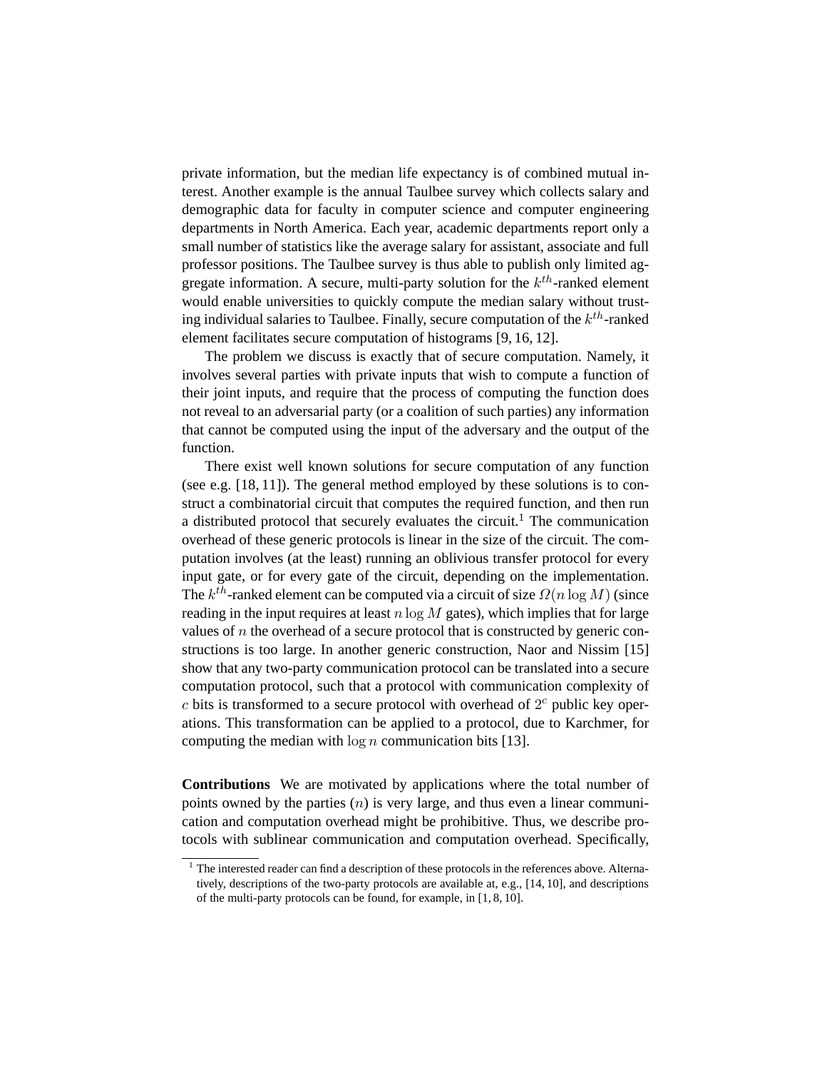private information, but the median life expectancy is of combined mutual interest. Another example is the annual Taulbee survey which collects salary and demographic data for faculty in computer science and computer engineering departments in North America. Each year, academic departments report only a small number of statistics like the average salary for assistant, associate and full professor positions. The Taulbee survey is thus able to publish only limited aggregate information. A secure, multi-party solution for the $k^{th}$-ranked element would enable universities to quickly compute the median salary without trusting individual salaries to Taulbee. Finally, secure computation of the $k^{th}$-ranked element facilitates secure computation of histograms [9, 16, 12].

The problem we discuss is exactly that of secure computation. Namely, it involves several parties with private inputs that wish to compute a function of their joint inputs, and require that the process of computing the function does not reveal to an adversarial party (or a coalition of such parties) any information that cannot be computed using the input of the adversary and the output of the function.

There exist well known solutions for secure computation of any function (see e.g. [18, 11]). The general method employed by these solutions is to construct a combinatorial circuit that computes the required function, and then run a distributed protocol that securely evaluates the circuit.[1] The communication overhead of these generic protocols is linear in the size of the circuit. The computation involves (at the least) running an oblivious transfer protocol for every input gate, or for every gate of the circuit, depending on the implementation. The $k^{th}$-ranked element can be computed via a circuit of size $\Omega(n \log M)$ (since reading in the input requires at least $n \log M$ gates), which implies that for large values of $n$ the overhead of a secure protocol that is constructed by generic constructions is too large. In another generic construction, Naor and Nissim [15] show that any two-party communication protocol can be translated into a secure computation protocol, such that a protocol with communication complexity of $c$ bits is transformed to a secure protocol with overhead of $2^c$ public key operations. This transformation can be applied to a protocol, due to Karchmer, for computing the median with $\log n$ communication bits [13].

**Contributions** We are motivated by applications where the total number of points owned by the parties ($n$) is very large, and thus even a linear communication and computation overhead might be prohibitive. Thus, we describe protocols with sublinear communication and computation overhead. Specifically,

[1] The interested reader can find a description of these protocols in the references above. Alternatively, descriptions of the two-party protocols are available at, e.g., [14, 10], and descriptions of the multi-party protocols can be found, for example, in [1, 8, 10].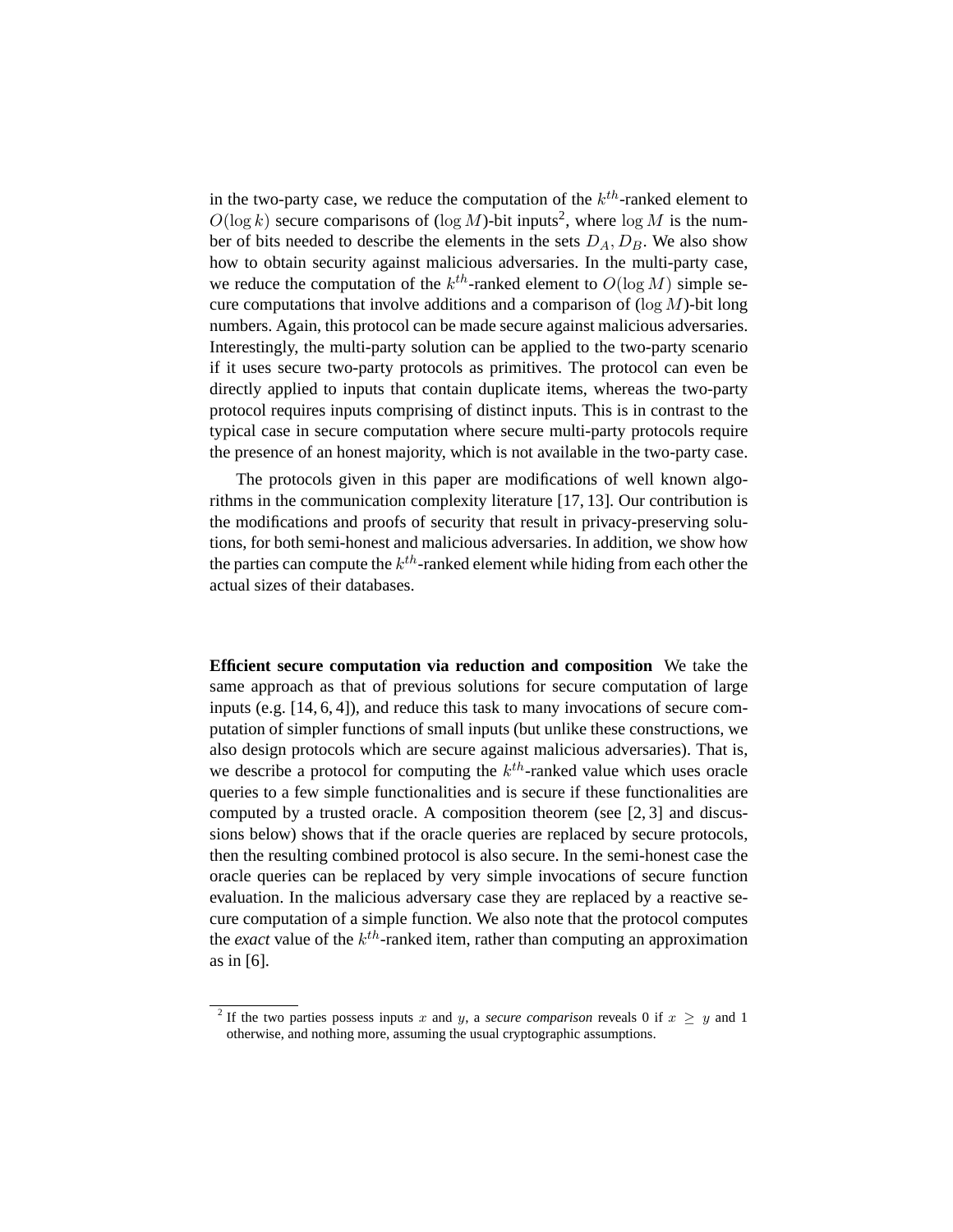in the two-party case, we reduce the computation of the $k^{th}$-ranked element to $O(\log k)$ secure comparisons of $(\log M)$-bit inputs[2], where $\log M$ is the number of bits needed to describe the elements in the sets $D_A, D_B$. We also show how to obtain security against malicious adversaries. In the multi-party case, we reduce the computation of the $k^{th}$-ranked element to $O(\log M)$ simple secure computations that involve additions and a comparison of $(\log M)$-bit long numbers. Again, this protocol can be made secure against malicious adversaries. Interestingly, the multi-party solution can be applied to the two-party scenario if it uses secure two-party protocols as primitives. The protocol can even be directly applied to inputs that contain duplicate items, whereas the two-party protocol requires inputs comprising of distinct inputs. This is in contrast to the typical case in secure computation where secure multi-party protocols require the presence of an honest majority, which is not available in the two-party case.

The protocols given in this paper are modifications of well known algorithms in the communication complexity literature [17, 13]. Our contribution is the modifications and proofs of security that result in privacy-preserving solutions, for both semi-honest and malicious adversaries. In addition, we show how the parties can compute the $k^{th}$-ranked element while hiding from each other the actual sizes of their databases.

**Efficient secure computation via reduction and composition** We take the same approach as that of previous solutions for secure computation of large inputs (e.g. [14, 6, 4]), and reduce this task to many invocations of secure computation of simpler functions of small inputs (but unlike these constructions, we also design protocols which are secure against malicious adversaries). That is, we describe a protocol for computing the $k^{th}$-ranked value which uses oracle queries to a few simple functionalities and is secure if these functionalities are computed by a trusted oracle. A composition theorem (see [2, 3] and discussions below) shows that if the oracle queries are replaced by secure protocols, then the resulting combined protocol is also secure. In the semi-honest case the oracle queries can be replaced by very simple invocations of secure function evaluation. In the malicious adversary case they are replaced by a reactive secure computation of a simple function. We also note that the protocol computes the *exact* value of the $k^{th}$-ranked item, rather than computing an approximation as in [6].

[2] If the two parties possess inputs $x$ and $y$, a *secure comparison* reveals 0 if $x \geq y$ and 1 otherwise, and nothing more, assuming the usual cryptographic assumptions.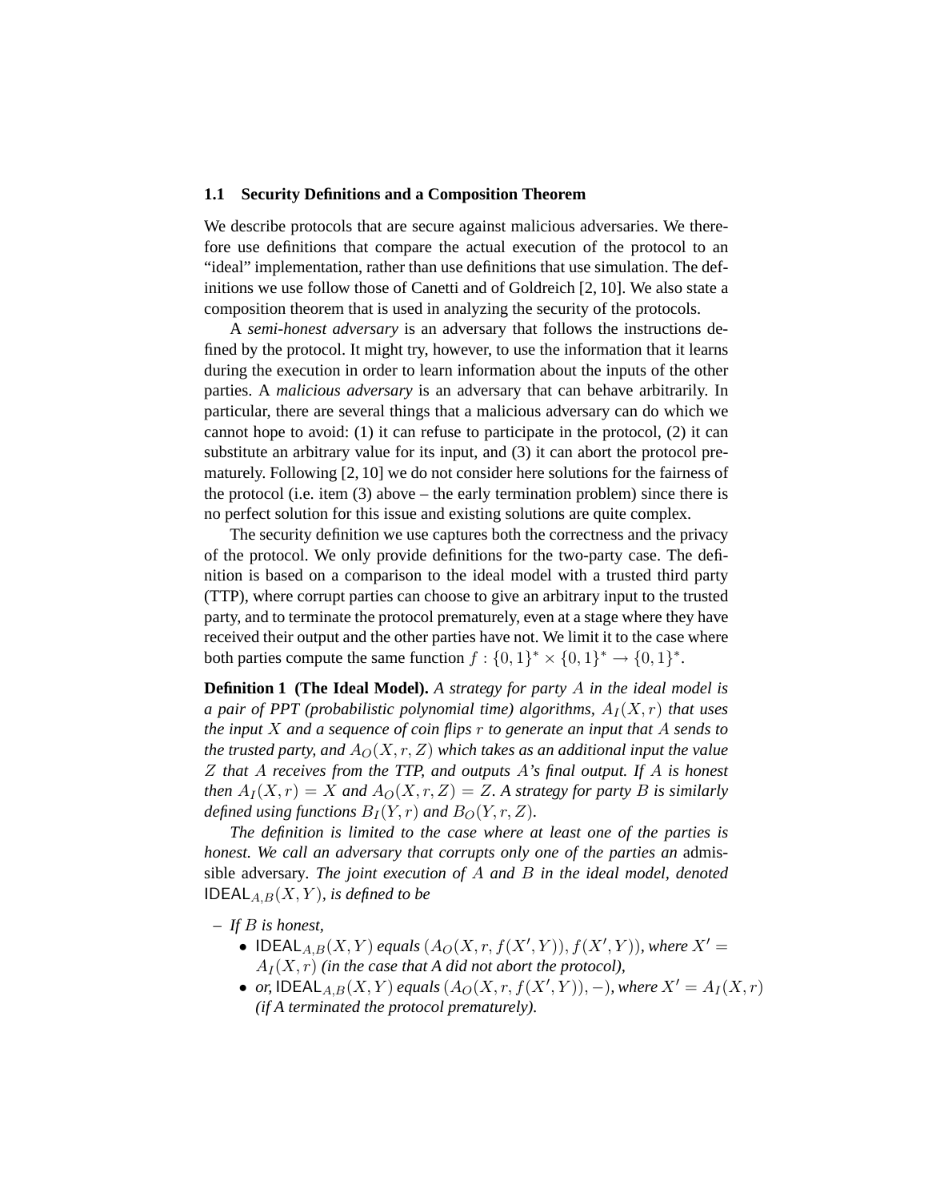### 1.1 Security Definitions and a Composition Theorem

We describe protocols that are secure against malicious adversaries. We therefore use definitions that compare the actual execution of the protocol to an "ideal" implementation, rather than use definitions that use simulation. The definitions we use follow those of Canetti and of Goldreich [2, 10]. We also state a composition theorem that is used in analyzing the security of the protocols.

A *semi-honest adversary* is an adversary that follows the instructions defined by the protocol. It might try, however, to use the information that it learns during the execution in order to learn information about the inputs of the other parties. A *malicious adversary* is an adversary that can behave arbitrarily. In particular, there are several things that a malicious adversary can do which we cannot hope to avoid: (1) it can refuse to participate in the protocol, (2) it can substitute an arbitrary value for its input, and (3) it can abort the protocol prematurely. Following [2, 10] we do not consider here solutions for the fairness of the protocol (i.e. item (3) above – the early termination problem) since there is no perfect solution for this issue and existing solutions are quite complex.

The security definition we use captures both the correctness and the privacy of the protocol. We only provide definitions for the two-party case. The definition is based on a comparison to the ideal model with a trusted third party (TTP), where corrupt parties can choose to give an arbitrary input to the trusted party, and to terminate the protocol prematurely, even at a stage where they have received their output and the other parties have not. We limit it to the case where both parties compute the same function $f : \{0,1\}^* \times \{0,1\}^* \to \{0,1\}^*$.

**Definition 1 (The Ideal Model).** *A strategy for party $A$ in the ideal model is a pair of PPT (probabilistic polynomial time) algorithms, $A_I(X,r)$ that uses the input $X$ and a sequence of coin flips $r$ to generate an input that $A$ sends to the trusted party, and $A_O(X,r,Z)$ which takes as an additional input the value $Z$ that $A$ receives from the TTP, and outputs $A$'s final output. If $A$ is honest then $A_I(X,r) = X$ and $A_O(X,r,Z) = Z$. A strategy for party $B$ is similarly defined using functions $B_I(Y,r)$ and $B_O(Y,r,Z)$.*

*The definition is limited to the case where at least one of the parties is honest. We call an adversary that corrupts only one of the parties an* admissible adversary. *The joint execution of $A$ and $B$ in the ideal model, denoted $\mathsf{IDEAL}_{A,B}(X,Y)$, is defined to be*

- *If $B$ is honest,*
  - $\mathsf{IDEAL}_{A,B}(X,Y)$ *equals* $(A_O(X,r,f(X',Y)), f(X',Y))$*, where* $X' = A_I(X,r)$ *(in the case that A did not abort the protocol),*
  - *or,* $\mathsf{IDEAL}_{A,B}(X,Y)$ *equals* $(A_O(X,r,f(X',Y)), -)$*, where* $X' = A_I(X,r)$ *(if A terminated the protocol prematurely).*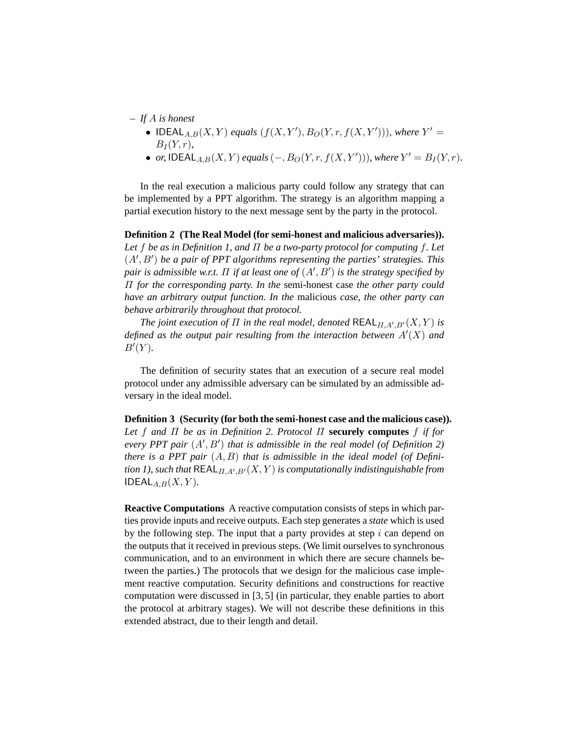– *If $A$ is honest*
  - $\mathsf{IDEAL}_{A,B}(X,Y)$ *equals* $(f(X,Y'), B_O(Y,r,f(X,Y')))$*, where* $Y' = B_I(Y,r)$*,*
  - *or,* $\mathsf{IDEAL}_{A,B}(X,Y)$ *equals* $(-, B_O(Y,r,f(X,Y')))$*, where* $Y' = B_I(Y,r)$*.*

In the real execution a malicious party could follow any strategy that can be implemented by a PPT algorithm. The strategy is an algorithm mapping a partial execution history to the next message sent by the party in the protocol.

**Definition 2 (The Real Model (for semi-honest and malicious adversaries)).** *Let $f$ be as in Definition 1, and $\Pi$ be a two-party protocol for computing $f$. Let $(A', B')$ be a pair of PPT algorithms representing the parties' strategies. This pair is admissible w.r.t. $\Pi$ if at least one of $(A', B')$ is the strategy specified by $\Pi$ for the corresponding party. In the* semi-honest case *the other party could have an arbitrary output function. In the* malicious *case, the other party can behave arbitrarily throughout that protocol.*

*The joint execution of $\Pi$ in the real model, denoted $\mathsf{REAL}_{\Pi,A',B'}(X,Y)$ is defined as the output pair resulting from the interaction between $A'(X)$ and $B'(Y)$.*

The definition of security states that an execution of a secure real model protocol under any admissible adversary can be simulated by an admissible adversary in the ideal model.

**Definition 3 (Security (for both the semi-honest case and the malicious case)).** *Let $f$ and $\Pi$ be as in Definition 2. Protocol $\Pi$* **securely computes** *$f$ if for every PPT pair $(A', B')$ that is admissible in the real model (of Definition 2) there is a PPT pair $(A, B)$ that is admissible in the ideal model (of Definition 1), such that $\mathsf{REAL}_{\Pi,A',B'}(X,Y)$ is computationally indistinguishable from $\mathsf{IDEAL}_{A,B}(X,Y)$.*

**Reactive Computations** A reactive computation consists of steps in which parties provide inputs and receive outputs. Each step generates a *state* which is used by the following step. The input that a party provides at step $i$ can depend on the outputs that it received in previous steps. (We limit ourselves to synchronous communication, and to an environment in which there are secure channels between the parties.) The protocols that we design for the malicious case implement reactive computation. Security definitions and constructions for reactive computation were discussed in [3, 5] (in particular, they enable parties to abort the protocol at arbitrary stages). We will not describe these definitions in this extended abstract, due to their length and detail.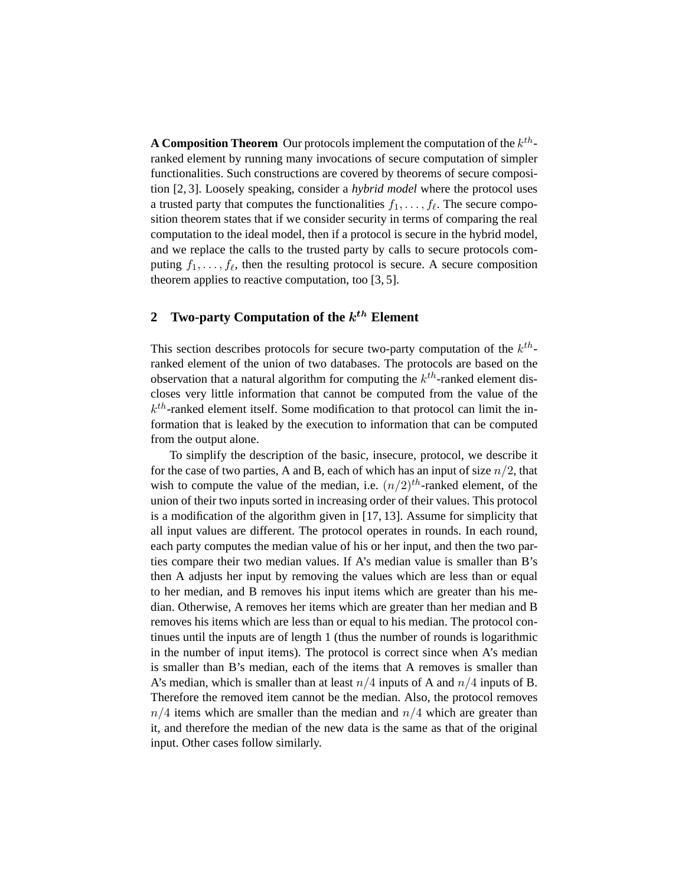**A Composition Theorem** Our protocols implement the computation of the $k^{th}$-ranked element by running many invocations of secure computation of simpler functionalities. Such constructions are covered by theorems of secure composition [2, 3]. Loosely speaking, consider a *hybrid model* where the protocol uses a trusted party that computes the functionalities $f_1, \ldots, f_\ell$. The secure composition theorem states that if we consider security in terms of comparing the real computation to the ideal model, then if a protocol is secure in the hybrid model, and we replace the calls to the trusted party by calls to secure protocols computing $f_1, \ldots, f_\ell$, then the resulting protocol is secure. A secure composition theorem applies to reactive computation, too [3, 5].

## 2 Two-party Computation of the $k^{th}$ Element

This section describes protocols for secure two-party computation of the $k^{th}$-ranked element of the union of two databases. The protocols are based on the observation that a natural algorithm for computing the $k^{th}$-ranked element discloses very little information that cannot be computed from the value of the $k^{th}$-ranked element itself. Some modification to that protocol can limit the information that is leaked by the execution to information that can be computed from the output alone.

To simplify the description of the basic, insecure, protocol, we describe it for the case of two parties, A and B, each of which has an input of size $n/2$, that wish to compute the value of the median, i.e. $(n/2)^{th}$-ranked element, of the union of their two inputs sorted in increasing order of their values. This protocol is a modification of the algorithm given in [17, 13]. Assume for simplicity that all input values are different. The protocol operates in rounds. In each round, each party computes the median value of his or her input, and then the two parties compare their two median values. If A's median value is smaller than B's then A adjusts her input by removing the values which are less than or equal to her median, and B removes his input items which are greater than his median. Otherwise, A removes her items which are greater than her median and B removes his items which are less than or equal to his median. The protocol continues until the inputs are of length 1 (thus the number of rounds is logarithmic in the number of input items). The protocol is correct since when A's median is smaller than B's median, each of the items that A removes is smaller than A's median, which is smaller than at least $n/4$ inputs of A and $n/4$ inputs of B. Therefore the removed item cannot be the median. Also, the protocol removes $n/4$ items which are smaller than the median and $n/4$ which are greater than it, and therefore the median of the new data is the same as that of the original input. Other cases follow similarly.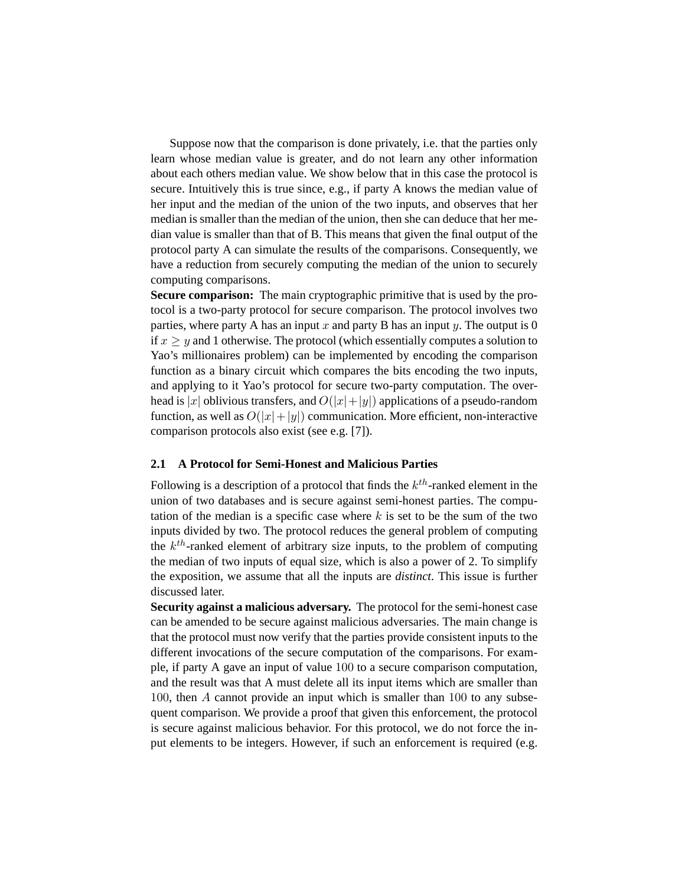Suppose now that the comparison is done privately, i.e. that the parties only learn whose median value is greater, and do not learn any other information about each others median value. We show below that in this case the protocol is secure. Intuitively this is true since, e.g., if party A knows the median value of her input and the median of the union of the two inputs, and observes that her median is smaller than the median of the union, then she can deduce that her median value is smaller than that of B. This means that given the final output of the protocol party A can simulate the results of the comparisons. Consequently, we have a reduction from securely computing the median of the union to securely computing comparisons.

**Secure comparison:** The main cryptographic primitive that is used by the protocol is a two-party protocol for secure comparison. The protocol involves two parties, where party A has an input $x$ and party B has an input $y$. The output is 0 if $x \geq y$ and 1 otherwise. The protocol (which essentially computes a solution to Yao's millionaires problem) can be implemented by encoding the comparison function as a binary circuit which compares the bits encoding the two inputs, and applying to it Yao's protocol for secure two-party computation. The overhead is $|x|$ oblivious transfers, and $O(|x|+|y|)$ applications of a pseudo-random function, as well as $O(|x|+|y|)$ communication. More efficient, non-interactive comparison protocols also exist (see e.g. [7]).

### 2.1 A Protocol for Semi-Honest and Malicious Parties

Following is a description of a protocol that finds the $k^{th}$-ranked element in the union of two databases and is secure against semi-honest parties. The computation of the median is a specific case where $k$ is set to be the sum of the two inputs divided by two. The protocol reduces the general problem of computing the $k^{th}$-ranked element of arbitrary size inputs, to the problem of computing the median of two inputs of equal size, which is also a power of 2. To simplify the exposition, we assume that all the inputs are *distinct*. This issue is further discussed later.

**Security against a malicious adversary.** The protocol for the semi-honest case can be amended to be secure against malicious adversaries. The main change is that the protocol must now verify that the parties provide consistent inputs to the different invocations of the secure computation of the comparisons. For example, if party A gave an input of value $100$ to a secure comparison computation, and the result was that A must delete all its input items which are smaller than $100$, then $A$ cannot provide an input which is smaller than $100$ to any subsequent comparison. We provide a proof that given this enforcement, the protocol is secure against malicious behavior. For this protocol, we do not force the input elements to be integers. However, if such an enforcement is required (e.g.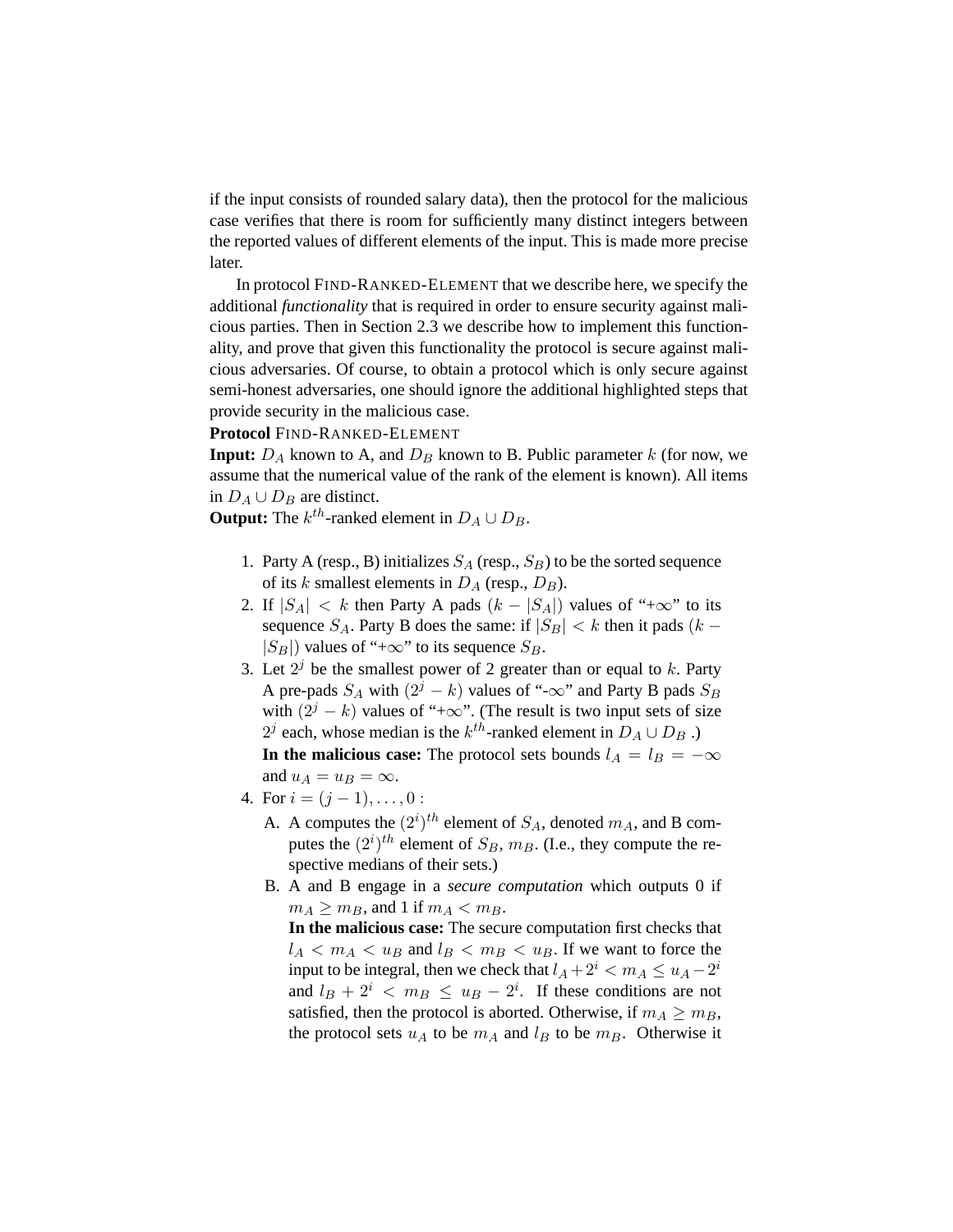if the input consists of rounded salary data), then the protocol for the malicious case verifies that there is room for sufficiently many distinct integers between the reported values of different elements of the input. This is made more precise later.

In protocol FIND-RANKED-ELEMENT that we describe here, we specify the additional *functionality* that is required in order to ensure security against malicious parties. Then in Section 2.3 we describe how to implement this functionality, and prove that given this functionality the protocol is secure against malicious adversaries. Of course, to obtain a protocol which is only secure against semi-honest adversaries, one should ignore the additional highlighted steps that provide security in the malicious case.

**Protocol** FIND-RANKED-ELEMENT

**Input:** $D_A$ known to A, and $D_B$ known to B. Public parameter $k$ (for now, we assume that the numerical value of the rank of the element is known). All items in $D_A \cup D_B$ are distinct.

**Output:** The $k^{th}$-ranked element in $D_A \cup D_B$.

1. Party A (resp., B) initializes $S_A$ (resp., $S_B$) to be the sorted sequence of its $k$ smallest elements in $D_A$ (resp., $D_B$).
2. If $|S_A| < k$ then Party A pads $(k - |S_A|)$ values of "$+\infty$" to its sequence $S_A$. Party B does the same: if $|S_B| < k$ then it pads $(k - |S_B|)$ values of "$+\infty$" to its sequence $S_B$.
3. Let $2^j$ be the smallest power of 2 greater than or equal to $k$. Party A pre-pads $S_A$ with $(2^j - k)$ values of "$-\infty$" and Party B pads $S_B$ with $(2^j - k)$ values of "$+\infty$". (The result is two input sets of size $2^j$ each, whose median is the $k^{th}$-ranked element in $D_A \cup D_B$ .)
   **In the malicious case:** The protocol sets bounds $l_A = l_B = -\infty$ and $u_A = u_B = \infty$.
4. For $i = (j-1), \ldots, 0$ :
   A. A computes the $(2^i)^{th}$ element of $S_A$, denoted $m_A$, and B computes the $(2^i)^{th}$ element of $S_B$, $m_B$. (I.e., they compute the respective medians of their sets.)
   B. A and B engage in a *secure computation* which outputs 0 if $m_A \geq m_B$, and 1 if $m_A < m_B$.
   **In the malicious case:** The secure computation first checks that $l_A < m_A < u_B$ and $l_B < m_B < u_B$. If we want to force the input to be integral, then we check that $l_A + 2^i < m_A \leq u_A - 2^i$ and $l_B + 2^i < m_B \leq u_B - 2^i$. If these conditions are not satisfied, then the protocol is aborted. Otherwise, if $m_A \geq m_B$, the protocol sets $u_A$ to be $m_A$ and $l_B$ to be $m_B$. Otherwise it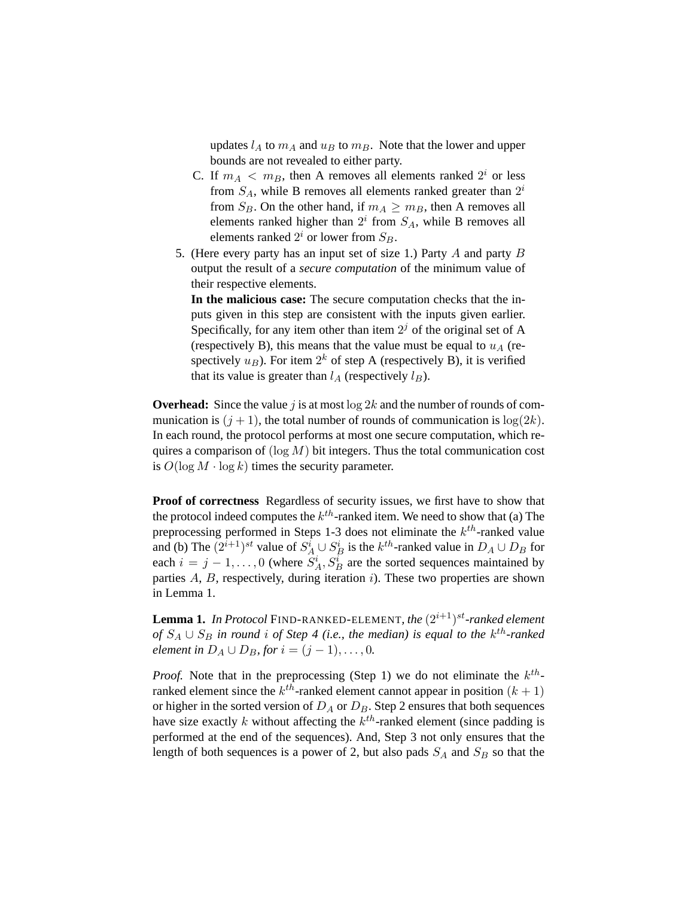updates $l_A$ to $m_A$ and $u_B$ to $m_B$. Note that the lower and upper bounds are not revealed to either party.

C. If $m_A < m_B$, then A removes all elements ranked $2^i$ or less from $S_A$, while B removes all elements ranked greater than $2^i$ from $S_B$. On the other hand, if $m_A \geq m_B$, then A removes all elements ranked higher than $2^i$ from $S_A$, while B removes all elements ranked $2^i$ or lower from $S_B$.

5. (Here every party has an input set of size 1.) Party $A$ and party $B$ output the result of a *secure computation* of the minimum value of their respective elements.

   **In the malicious case:** The secure computation checks that the inputs given in this step are consistent with the inputs given earlier. Specifically, for any item other than item $2^j$ of the original set of A (respectively B), this means that the value must be equal to $u_A$ (respectively $u_B$). For item $2^k$ of step A (respectively B), it is verified that its value is greater than $l_A$ (respectively $l_B$).

**Overhead:** Since the value $j$ is at most $\log 2k$ and the number of rounds of communication is $(j+1)$, the total number of rounds of communication is $\log(2k)$. In each round, the protocol performs at most one secure computation, which requires a comparison of $(\log M)$ bit integers. Thus the total communication cost is $O(\log M \cdot \log k)$ times the security parameter.

**Proof of correctness** Regardless of security issues, we first have to show that the protocol indeed computes the $k^{th}$-ranked item. We need to show that (a) The preprocessing performed in Steps 1-3 does not eliminate the $k^{th}$-ranked value and (b) The $(2^{i+1})^{st}$ value of $S_A^i \cup S_B^i$ is the $k^{th}$-ranked value in $D_A \cup D_B$ for each $i = j-1, \ldots, 0$ (where $S_A^i, S_B^i$ are the sorted sequences maintained by parties $A$, $B$, respectively, during iteration $i$). These two properties are shown in Lemma 1.

**Lemma 1.** *In Protocol* FIND-RANKED-ELEMENT*, the $(2^{i+1})^{st}$-ranked element of $S_A \cup S_B$ in round $i$ of Step 4 (i.e., the median) is equal to the $k^{th}$-ranked element in $D_A \cup D_B$, for $i = (j-1), \ldots, 0$.*

*Proof.* Note that in the preprocessing (Step 1) we do not eliminate the $k^{th}$-ranked element since the $k^{th}$-ranked element cannot appear in position $(k+1)$ or higher in the sorted version of $D_A$ or $D_B$. Step 2 ensures that both sequences have size exactly $k$ without affecting the $k^{th}$-ranked element (since padding is performed at the end of the sequences). And, Step 3 not only ensures that the length of both sequences is a power of 2, but also pads $S_A$ and $S_B$ so that the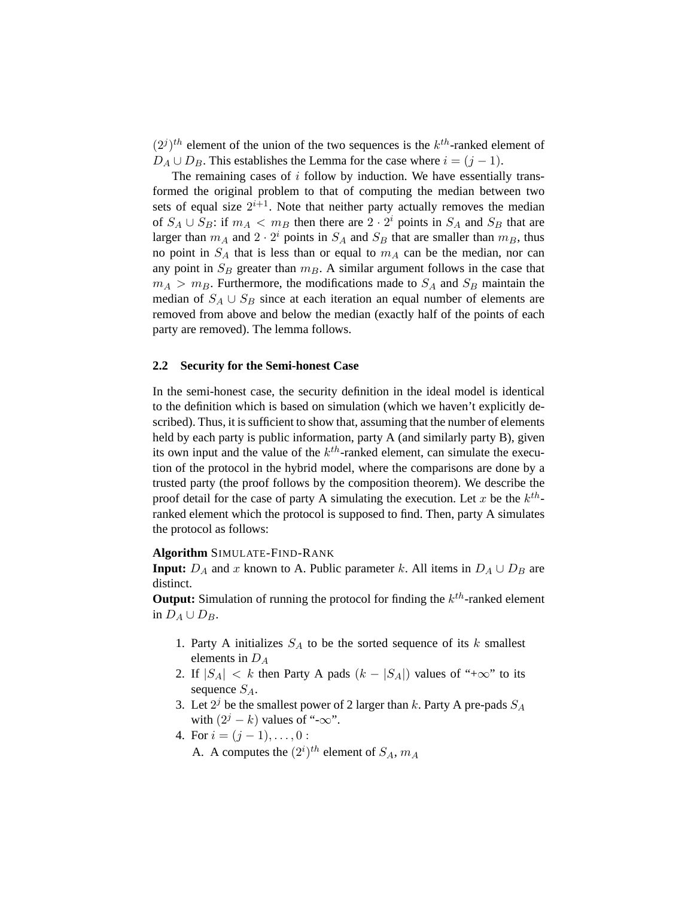$(2^j)^{th}$ element of the union of the two sequences is the $k^{th}$-ranked element of $D_A \cup D_B$. This establishes the Lemma for the case where $i = (j-1)$.

The remaining cases of $i$ follow by induction. We have essentially transformed the original problem to that of computing the median between two sets of equal size $2^{i+1}$. Note that neither party actually removes the median of $S_A \cup S_B$: if $m_A < m_B$ then there are $2 \cdot 2^i$ points in $S_A$ and $S_B$ that are larger than $m_A$ and $2 \cdot 2^i$ points in $S_A$ and $S_B$ that are smaller than $m_B$, thus no point in $S_A$ that is less than or equal to $m_A$ can be the median, nor can any point in $S_B$ greater than $m_B$. A similar argument follows in the case that $m_A > m_B$. Furthermore, the modifications made to $S_A$ and $S_B$ maintain the median of $S_A \cup S_B$ since at each iteration an equal number of elements are removed from above and below the median (exactly half of the points of each party are removed). The lemma follows.

### 2.2 Security for the Semi-honest Case

In the semi-honest case, the security definition in the ideal model is identical to the definition which is based on simulation (which we haven't explicitly described). Thus, it is sufficient to show that, assuming that the number of elements held by each party is public information, party A (and similarly party B), given its own input and the value of the $k^{th}$-ranked element, can simulate the execution of the protocol in the hybrid model, where the comparisons are done by a trusted party (the proof follows by the composition theorem). We describe the proof detail for the case of party A simulating the execution. Let $x$ be the $k^{th}$-ranked element which the protocol is supposed to find. Then, party A simulates the protocol as follows:

**Algorithm** SIMULATE-FIND-RANK
**Input:** $D_A$ and $x$ known to A. Public parameter $k$. All items in $D_A \cup D_B$ are distinct.
**Output:** Simulation of running the protocol for finding the $k^{th}$-ranked element in $D_A \cup D_B$.

1. Party A initializes $S_A$ to be the sorted sequence of its $k$ smallest elements in $D_A$
2. If $|S_A| < k$ then Party A pads $(k - |S_A|)$ values of "$+\infty$" to its sequence $S_A$.
3. Let $2^j$ be the smallest power of 2 larger than $k$. Party A pre-pads $S_A$ with $(2^j - k)$ values of "$-\infty$".
4. For $i = (j-1), \ldots, 0$ :
   A. A computes the $(2^i)^{th}$ element of $S_A$, $m_A$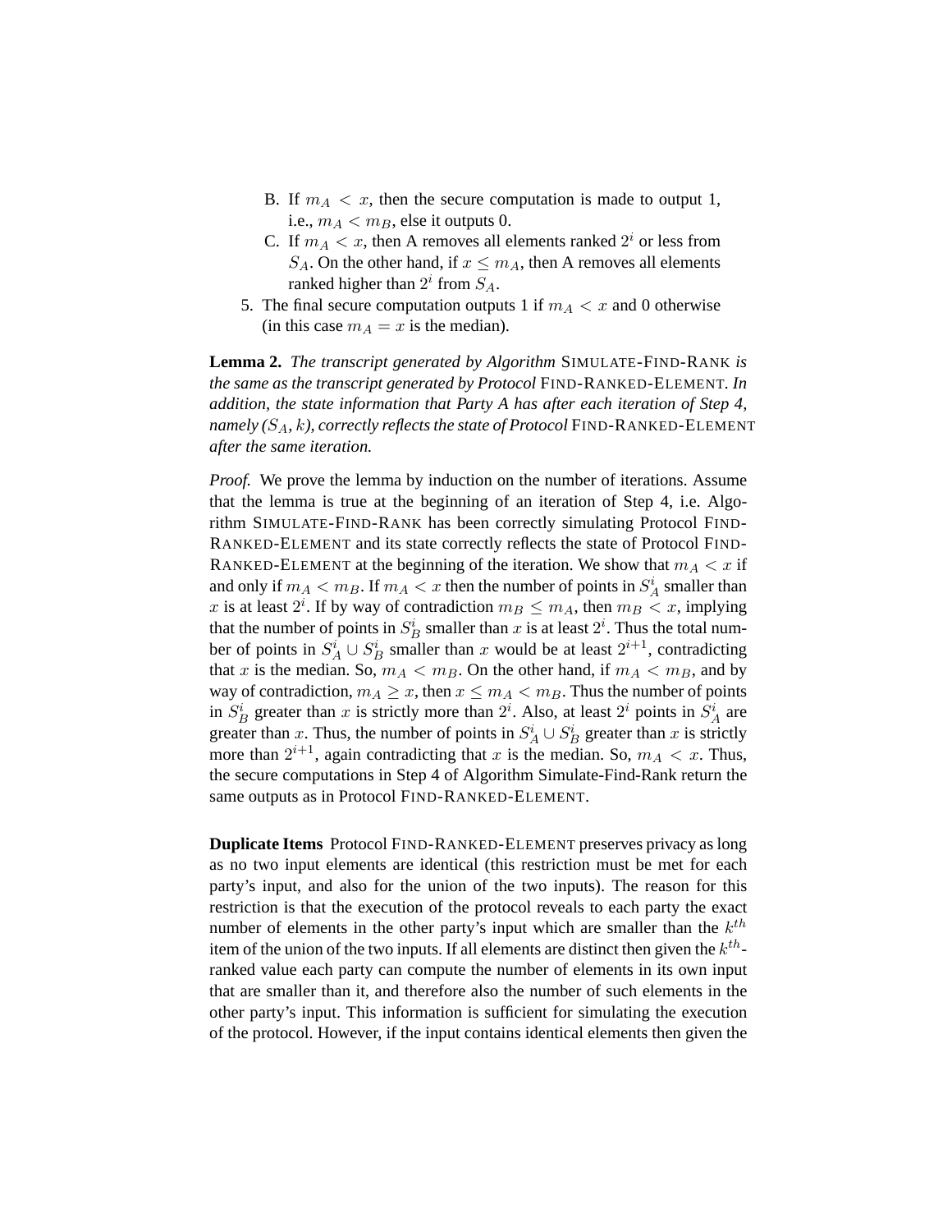B. If $m_A < x$, then the secure computation is made to output 1, i.e., $m_A < m_B$, else it outputs 0.

C. If $m_A < x$, then A removes all elements ranked $2^i$ or less from $S_A$. On the other hand, if $x \leq m_A$, then A removes all elements ranked higher than $2^i$ from $S_A$.

5. The final secure computation outputs 1 if $m_A < x$ and 0 otherwise (in this case $m_A = x$ is the median).

**Lemma 2.** *The transcript generated by Algorithm* SIMULATE-FIND-RANK *is the same as the transcript generated by Protocol* FIND-RANKED-ELEMENT. *In addition, the state information that Party A has after each iteration of Step 4, namely ($S_A$, $k$), correctly reflects the state of Protocol* FIND-RANKED-ELEMENT *after the same iteration.*

*Proof.* We prove the lemma by induction on the number of iterations. Assume that the lemma is true at the beginning of an iteration of Step 4, i.e. Algorithm SIMULATE-FIND-RANK has been correctly simulating Protocol FIND-RANKED-ELEMENT and its state correctly reflects the state of Protocol FIND-RANKED-ELEMENT at the beginning of the iteration. We show that $m_A < x$ if and only if $m_A < m_B$. If $m_A < x$ then the number of points in $S_A^i$ smaller than $x$ is at least $2^i$. If by way of contradiction $m_B \leq m_A$, then $m_B < x$, implying that the number of points in $S_B^i$ smaller than $x$ is at least $2^i$. Thus the total number of points in $S_A^i \cup S_B^i$ smaller than $x$ would be at least $2^{i+1}$, contradicting that $x$ is the median. So, $m_A < m_B$. On the other hand, if $m_A < m_B$, and by way of contradiction, $m_A \geq x$, then $x \leq m_A < m_B$. Thus the number of points in $S_B^i$ greater than $x$ is strictly more than $2^i$. Also, at least $2^i$ points in $S_A^i$ are greater than $x$. Thus, the number of points in $S_A^i \cup S_B^i$ greater than $x$ is strictly more than $2^{i+1}$, again contradicting that $x$ is the median. So, $m_A < x$. Thus, the secure computations in Step 4 of Algorithm Simulate-Find-Rank return the same outputs as in Protocol FIND-RANKED-ELEMENT.

**Duplicate Items** Protocol FIND-RANKED-ELEMENT preserves privacy as long as no two input elements are identical (this restriction must be met for each party's input, and also for the union of the two inputs). The reason for this restriction is that the execution of the protocol reveals to each party the exact number of elements in the other party's input which are smaller than the $k^{th}$ item of the union of the two inputs. If all elements are distinct then given the $k^{th}$-ranked value each party can compute the number of elements in its own input that are smaller than it, and therefore also the number of such elements in the other party's input. This information is sufficient for simulating the execution of the protocol. However, if the input contains identical elements then given the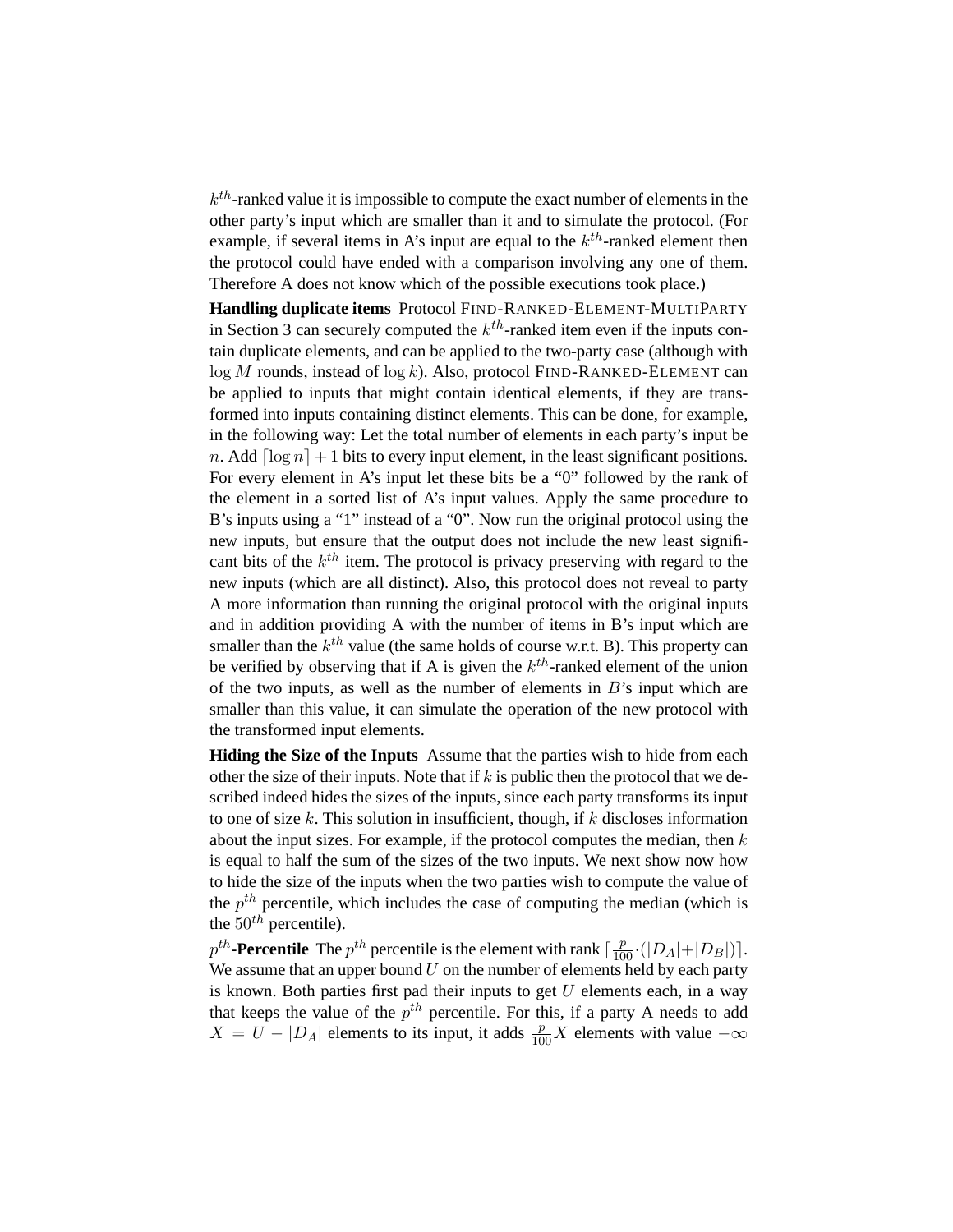$k^{th}$-ranked value it is impossible to compute the exact number of elements in the other party's input which are smaller than it and to simulate the protocol. (For example, if several items in A's input are equal to the $k^{th}$-ranked element then the protocol could have ended with a comparison involving any one of them. Therefore A does not know which of the possible executions took place.)

**Handling duplicate items** Protocol FIND-RANKED-ELEMENT-MULTIPARTY in Section 3 can securely computed the $k^{th}$-ranked item even if the inputs contain duplicate elements, and can be applied to the two-party case (although with $\log M$ rounds, instead of $\log k$). Also, protocol FIND-RANKED-ELEMENT can be applied to inputs that might contain identical elements, if they are transformed into inputs containing distinct elements. This can be done, for example, in the following way: Let the total number of elements in each party's input be $n$. Add $\lceil \log n \rceil + 1$ bits to every input element, in the least significant positions. For every element in A's input let these bits be a "0" followed by the rank of the element in a sorted list of A's input values. Apply the same procedure to B's inputs using a "1" instead of a "0". Now run the original protocol using the new inputs, but ensure that the output does not include the new least significant bits of the $k^{th}$ item. The protocol is privacy preserving with regard to the new inputs (which are all distinct). Also, this protocol does not reveal to party A more information than running the original protocol with the original inputs and in addition providing A with the number of items in B's input which are smaller than the $k^{th}$ value (the same holds of course w.r.t. B). This property can be verified by observing that if A is given the $k^{th}$-ranked element of the union of the two inputs, as well as the number of elements in $B$'s input which are smaller than this value, it can simulate the operation of the new protocol with the transformed input elements.

**Hiding the Size of the Inputs** Assume that the parties wish to hide from each other the size of their inputs. Note that if $k$ is public then the protocol that we described indeed hides the sizes of the inputs, since each party transforms its input to one of size $k$. This solution in insufficient, though, if $k$ discloses information about the input sizes. For example, if the protocol computes the median, then $k$ is equal to half the sum of the sizes of the two inputs. We next show now how to hide the size of the inputs when the two parties wish to compute the value of the $p^{th}$ percentile, which includes the case of computing the median (which is the $50^{th}$ percentile).

**$p^{th}$-Percentile** The $p^{th}$ percentile is the element with rank $\lceil \frac{p}{100} \cdot (|D_A| + |D_B|) \rceil$. We assume that an upper bound $U$ on the number of elements held by each party is known. Both parties first pad their inputs to get $U$ elements each, in a way that keeps the value of the $p^{th}$ percentile. For this, if a party A needs to add $X = U - |D_A|$ elements to its input, it adds $\frac{p}{100}X$ elements with value $-\infty$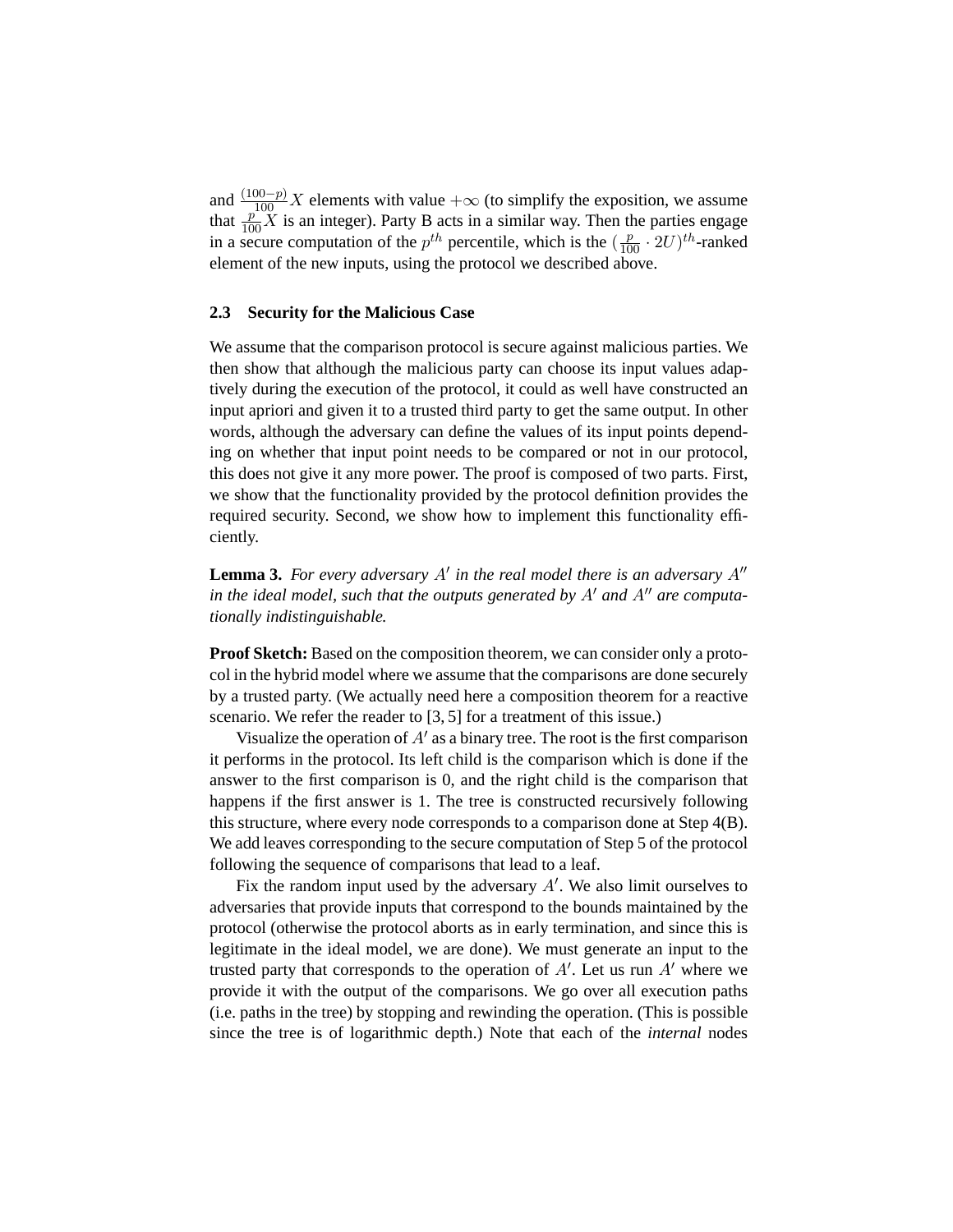and $\frac{(100-p)}{100}X$ elements with value $+\infty$ (to simplify the exposition, we assume that $\frac{p}{100}X$ is an integer). Party B acts in a similar way. Then the parties engage in a secure computation of the $p^{th}$ percentile, which is the $(\frac{p}{100} \cdot 2U)^{th}$-ranked element of the new inputs, using the protocol we described above.

### 2.3 Security for the Malicious Case

We assume that the comparison protocol is secure against malicious parties. We then show that although the malicious party can choose its input values adaptively during the execution of the protocol, it could as well have constructed an input apriori and given it to a trusted third party to get the same output. In other words, although the adversary can define the values of its input points depending on whether that input point needs to be compared or not in our protocol, this does not give it any more power. The proof is composed of two parts. First, we show that the functionality provided by the protocol definition provides the required security. Second, we show how to implement this functionality efficiently.

**Lemma 3.** *For every adversary $A'$ in the real model there is an adversary $A''$ in the ideal model, such that the outputs generated by $A'$ and $A''$ are computationally indistinguishable.*

**Proof Sketch:** Based on the composition theorem, we can consider only a protocol in the hybrid model where we assume that the comparisons are done securely by a trusted party. (We actually need here a composition theorem for a reactive scenario. We refer the reader to [3, 5] for a treatment of this issue.)

Visualize the operation of $A'$ as a binary tree. The root is the first comparison it performs in the protocol. Its left child is the comparison which is done if the answer to the first comparison is 0, and the right child is the comparison that happens if the first answer is 1. The tree is constructed recursively following this structure, where every node corresponds to a comparison done at Step 4(B). We add leaves corresponding to the secure computation of Step 5 of the protocol following the sequence of comparisons that lead to a leaf.

Fix the random input used by the adversary $A'$. We also limit ourselves to adversaries that provide inputs that correspond to the bounds maintained by the protocol (otherwise the protocol aborts as in early termination, and since this is legitimate in the ideal model, we are done). We must generate an input to the trusted party that corresponds to the operation of $A'$. Let us run $A'$ where we provide it with the output of the comparisons. We go over all execution paths (i.e. paths in the tree) by stopping and rewinding the operation. (This is possible since the tree is of logarithmic depth.) Note that each of the *internal* nodes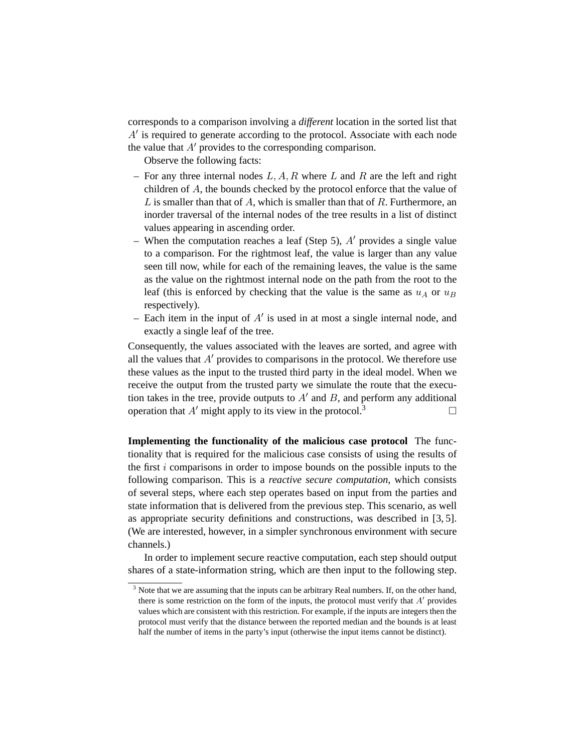corresponds to a comparison involving a *different* location in the sorted list that $A'$ is required to generate according to the protocol. Associate with each node the value that $A'$ provides to the corresponding comparison.

Observe the following facts:

- For any three internal nodes $L, A, R$ where $L$ and $R$ are the left and right children of $A$, the bounds checked by the protocol enforce that the value of $L$ is smaller than that of $A$, which is smaller than that of $R$. Furthermore, an inorder traversal of the internal nodes of the tree results in a list of distinct values appearing in ascending order.
- When the computation reaches a leaf (Step 5), $A'$ provides a single value to a comparison. For the rightmost leaf, the value is larger than any value seen till now, while for each of the remaining leaves, the value is the same as the value on the rightmost internal node on the path from the root to the leaf (this is enforced by checking that the value is the same as $u_A$ or $u_B$ respectively).
- Each item in the input of $A'$ is used in at most a single internal node, and exactly a single leaf of the tree.

Consequently, the values associated with the leaves are sorted, and agree with all the values that $A'$ provides to comparisons in the protocol. We therefore use these values as the input to the trusted third party in the ideal model. When we receive the output from the trusted party we simulate the route that the execution takes in the tree, provide outputs to $A'$ and $B$, and perform any additional operation that $A'$ might apply to its view in the protocol.[3] □

**Implementing the functionality of the malicious case protocol** The functionality that is required for the malicious case consists of using the results of the first $i$ comparisons in order to impose bounds on the possible inputs to the following comparison. This is a *reactive secure computation*, which consists of several steps, where each step operates based on input from the parties and state information that is delivered from the previous step. This scenario, as well as appropriate security definitions and constructions, was described in [3, 5]. (We are interested, however, in a simpler synchronous environment with secure channels.)

In order to implement secure reactive computation, each step should output shares of a state-information string, which are then input to the following step.

[3] Note that we are assuming that the inputs can be arbitrary Real numbers. If, on the other hand, there is some restriction on the form of the inputs, the protocol must verify that $A'$ provides values which are consistent with this restriction. For example, if the inputs are integers then the protocol must verify that the distance between the reported median and the bounds is at least half the number of items in the party's input (otherwise the input items cannot be distinct).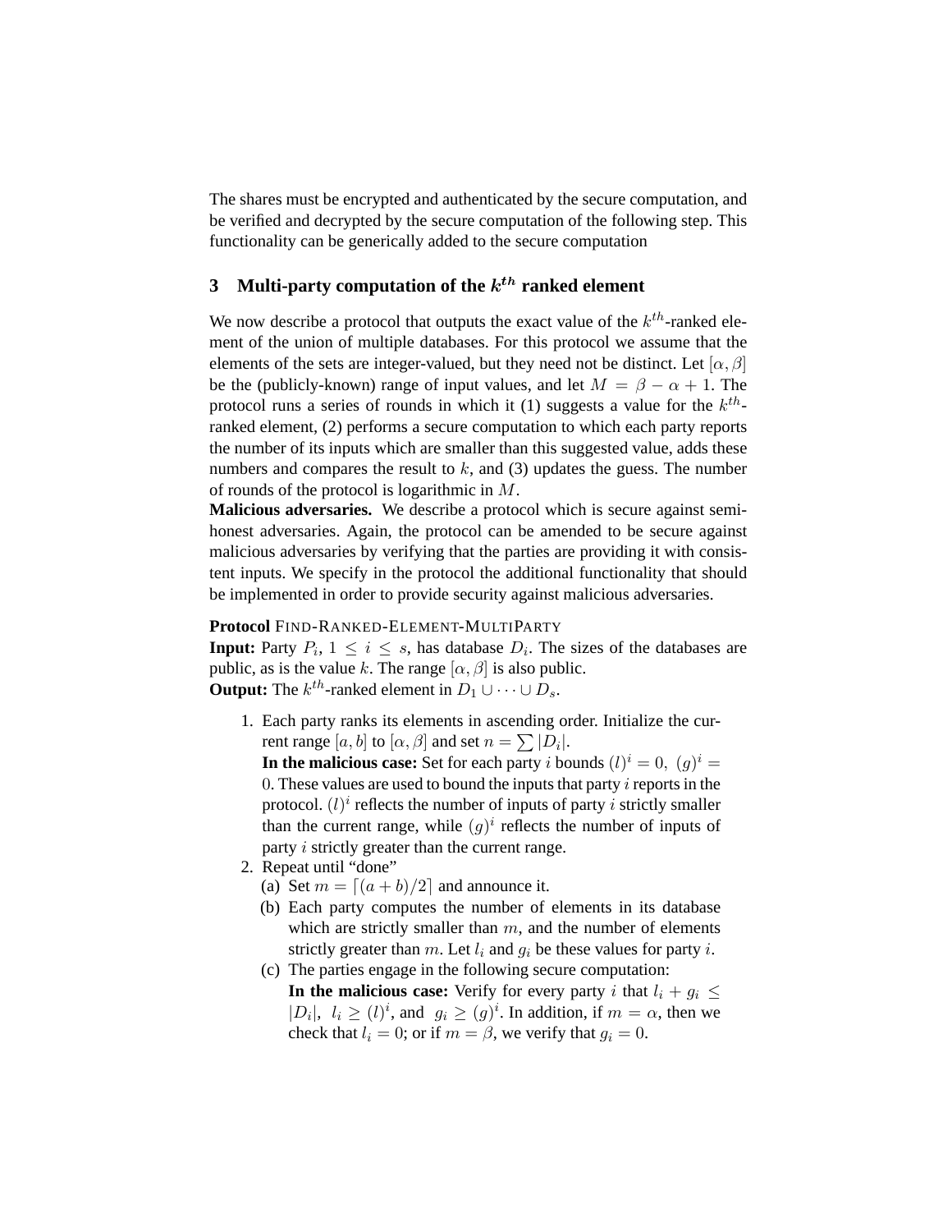The shares must be encrypted and authenticated by the secure computation, and be verified and decrypted by the secure computation of the following step. This functionality can be generically added to the secure computation

## 3 Multi-party computation of the $k^{th}$ ranked element

We now describe a protocol that outputs the exact value of the $k^{th}$-ranked element of the union of multiple databases. For this protocol we assume that the elements of the sets are integer-valued, but they need not be distinct. Let $[\alpha, \beta]$ be the (publicly-known) range of input values, and let $M = \beta - \alpha + 1$. The protocol runs a series of rounds in which it (1) suggests a value for the $k^{th}$-ranked element, (2) performs a secure computation to which each party reports the number of its inputs which are smaller than this suggested value, adds these numbers and compares the result to $k$, and (3) updates the guess. The number of rounds of the protocol is logarithmic in $M$.

**Malicious adversaries.** We describe a protocol which is secure against semi-honest adversaries. Again, the protocol can be amended to be secure against malicious adversaries by verifying that the parties are providing it with consistent inputs. We specify in the protocol the additional functionality that should be implemented in order to provide security against malicious adversaries.

**Protocol** FIND-RANKED-ELEMENT-MULTIPARTY

**Input:** Party $P_i$, $1 \leq i \leq s$, has database $D_i$. The sizes of the databases are public, as is the value $k$. The range $[\alpha, \beta]$ is also public.

**Output:** The $k^{th}$-ranked element in $D_1 \cup \cdots \cup D_s$.

1. Each party ranks its elements in ascending order. Initialize the current range $[a, b]$ to $[\alpha, \beta]$ and set $n = \sum |D_i|$.
   **In the malicious case:** Set for each party $i$ bounds $(l)^i = 0,\ (g)^i = 0$. These values are used to bound the inputs that party $i$ reports in the protocol. $(l)^i$ reflects the number of inputs of party $i$ strictly smaller than the current range, while $(g)^i$ reflects the number of inputs of party $i$ strictly greater than the current range.
2. Repeat until "done"
   (a) Set $m = \lceil (a + b)/2 \rceil$ and announce it.
   (b) Each party computes the number of elements in its database which are strictly smaller than $m$, and the number of elements strictly greater than $m$. Let $l_i$ and $g_i$ be these values for party $i$.
   (c) The parties engage in the following secure computation:
   **In the malicious case:** Verify for every party $i$ that $l_i + g_i \leq |D_i|,\ l_i \geq (l)^i$, and $g_i \geq (g)^i$. In addition, if $m = \alpha$, then we check that $l_i = 0$; or if $m = \beta$, we verify that $g_i = 0$.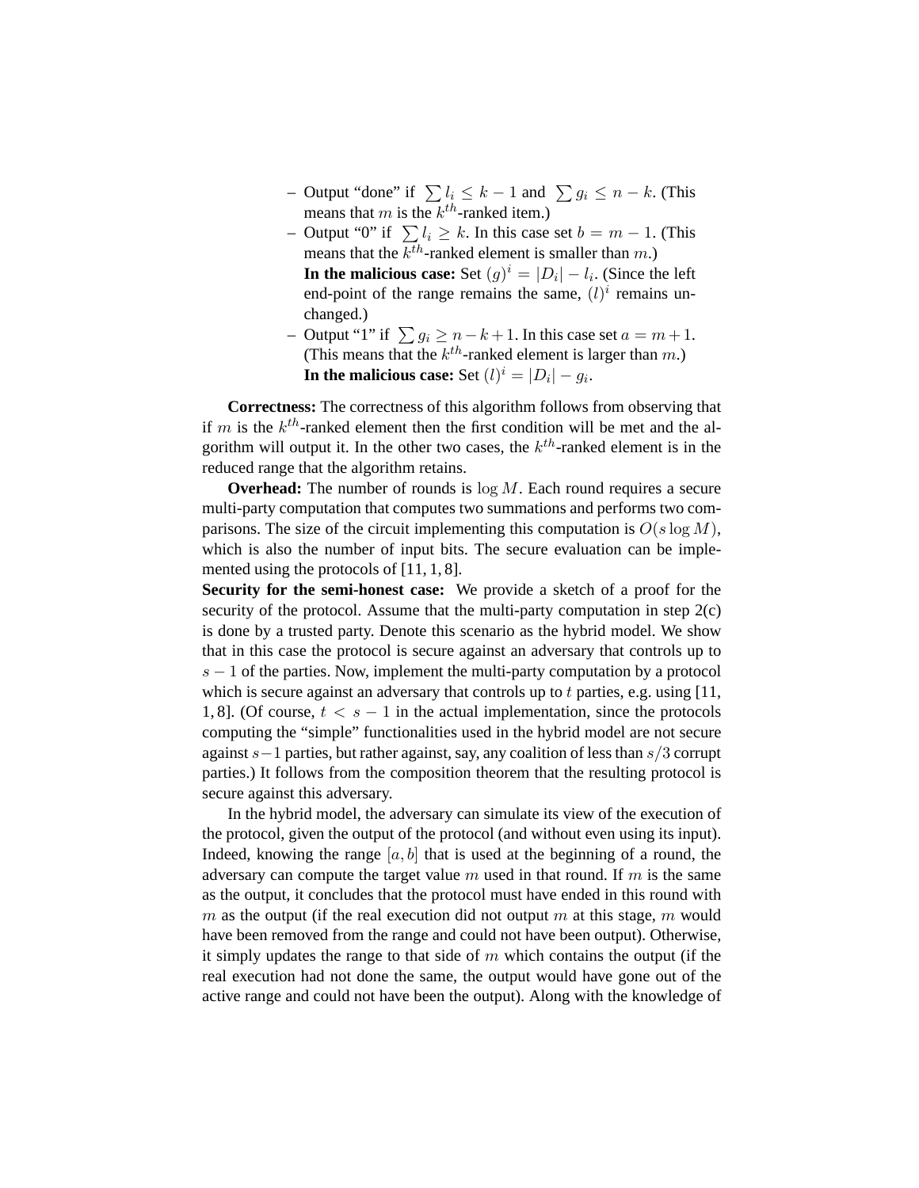- Output "done" if $\sum l_i \leq k-1$ and $\sum g_i \leq n-k$. (This means that $m$ is the $k^{th}$-ranked item.)
- Output "0" if $\sum l_i \geq k$. In this case set $b = m-1$. (This means that the $k^{th}$-ranked element is smaller than $m$.)
  **In the malicious case:** Set $(g)^i = |D_i| - l_i$. (Since the left end-point of the range remains the same, $(l)^i$ remains unchanged.)
- Output "1" if $\sum g_i \geq n-k+1$. In this case set $a = m+1$. (This means that the $k^{th}$-ranked element is larger than $m$.)
  **In the malicious case:** Set $(l)^i = |D_i| - g_i$.

**Correctness:** The correctness of this algorithm follows from observing that if $m$ is the $k^{th}$-ranked element then the first condition will be met and the algorithm will output it. In the other two cases, the $k^{th}$-ranked element is in the reduced range that the algorithm retains.

**Overhead:** The number of rounds is $\log M$. Each round requires a secure multi-party computation that computes two summations and performs two comparisons. The size of the circuit implementing this computation is $O(s \log M)$, which is also the number of input bits. The secure evaluation can be implemented using the protocols of [11, 1, 8].

**Security for the semi-honest case:** We provide a sketch of a proof for the security of the protocol. Assume that the multi-party computation in step 2(c) is done by a trusted party. Denote this scenario as the hybrid model. We show that in this case the protocol is secure against an adversary that controls up to $s-1$ of the parties. Now, implement the multi-party computation by a protocol which is secure against an adversary that controls up to $t$ parties, e.g. using [11, 1, 8]. (Of course, $t < s-1$ in the actual implementation, since the protocols computing the "simple" functionalities used in the hybrid model are not secure against $s-1$ parties, but rather against, say, any coalition of less than $s/3$ corrupt parties.) It follows from the composition theorem that the resulting protocol is secure against this adversary.

In the hybrid model, the adversary can simulate its view of the execution of the protocol, given the output of the protocol (and without even using its input). Indeed, knowing the range $[a, b]$ that is used at the beginning of a round, the adversary can compute the target value $m$ used in that round. If $m$ is the same as the output, it concludes that the protocol must have ended in this round with $m$ as the output (if the real execution did not output $m$ at this stage, $m$ would have been removed from the range and could not have been output). Otherwise, it simply updates the range to that side of $m$ which contains the output (if the real execution had not done the same, the output would have gone out of the active range and could not have been the output). Along with the knowledge of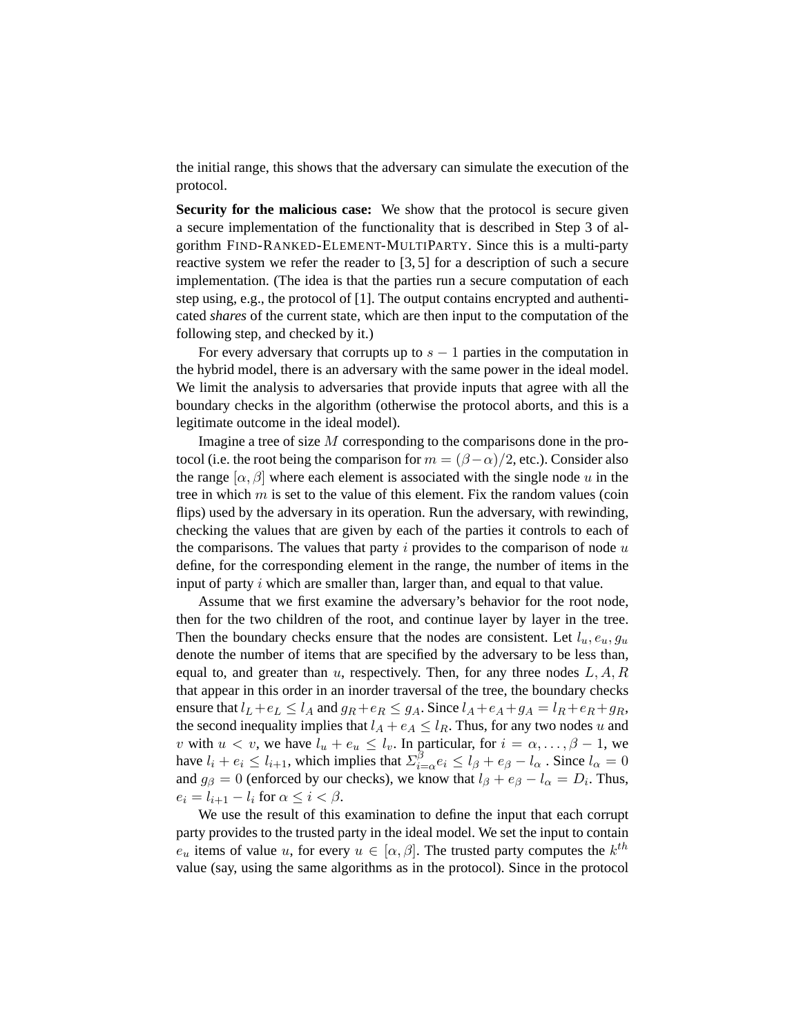the initial range, this shows that the adversary can simulate the execution of the protocol.

**Security for the malicious case:** We show that the protocol is secure given a secure implementation of the functionality that is described in Step 3 of algorithm FIND-RANKED-ELEMENT-MULTIPARTY. Since this is a multi-party reactive system we refer the reader to [3, 5] for a description of such a secure implementation. (The idea is that the parties run a secure computation of each step using, e.g., the protocol of [1]. The output contains encrypted and authenticated *shares* of the current state, which are then input to the computation of the following step, and checked by it.)

For every adversary that corrupts up to $s-1$ parties in the computation in the hybrid model, there is an adversary with the same power in the ideal model. We limit the analysis to adversaries that provide inputs that agree with all the boundary checks in the algorithm (otherwise the protocol aborts, and this is a legitimate outcome in the ideal model).

Imagine a tree of size $M$ corresponding to the comparisons done in the protocol (i.e. the root being the comparison for $m = (\beta - \alpha)/2$, etc.). Consider also the range $[\alpha, \beta]$ where each element is associated with the single node $u$ in the tree in which $m$ is set to the value of this element. Fix the random values (coin flips) used by the adversary in its operation. Run the adversary, with rewinding, checking the values that are given by each of the parties it controls to each of the comparisons. The values that party $i$ provides to the comparison of node $u$ define, for the corresponding element in the range, the number of items in the input of party $i$ which are smaller than, larger than, and equal to that value.

Assume that we first examine the adversary's behavior for the root node, then for the two children of the root, and continue layer by layer in the tree. Then the boundary checks ensure that the nodes are consistent. Let $l_u, e_u, g_u$ denote the number of items that are specified by the adversary to be less than, equal to, and greater than $u$, respectively. Then, for any three nodes $L, A, R$ that appear in this order in an inorder traversal of the tree, the boundary checks ensure that $l_L + e_L \leq l_A$ and $g_R + e_R \leq g_A$. Since $l_A + e_A + g_A = l_R + e_R + g_R$, the second inequality implies that $l_A + e_A \leq l_R$. Thus, for any two nodes $u$ and $v$ with $u < v$, we have $l_u + e_u \leq l_v$. In particular, for $i = \alpha, \ldots, \beta - 1$, we have $l_i + e_i \leq l_{i+1}$, which implies that $\Sigma_{i=\alpha}^{\beta} e_i \leq l_\beta + e_\beta - l_\alpha$ . Since $l_\alpha = 0$ and $g_\beta = 0$ (enforced by our checks), we know that $l_\beta + e_\beta - l_\alpha = D_i$. Thus, $e_i = l_{i+1} - l_i$ for $\alpha \leq i < \beta$.

We use the result of this examination to define the input that each corrupt party provides to the trusted party in the ideal model. We set the input to contain $e_u$ items of value $u$, for every $u \in [\alpha, \beta]$. The trusted party computes the $k^{th}$ value (say, using the same algorithms as in the protocol). Since in the protocol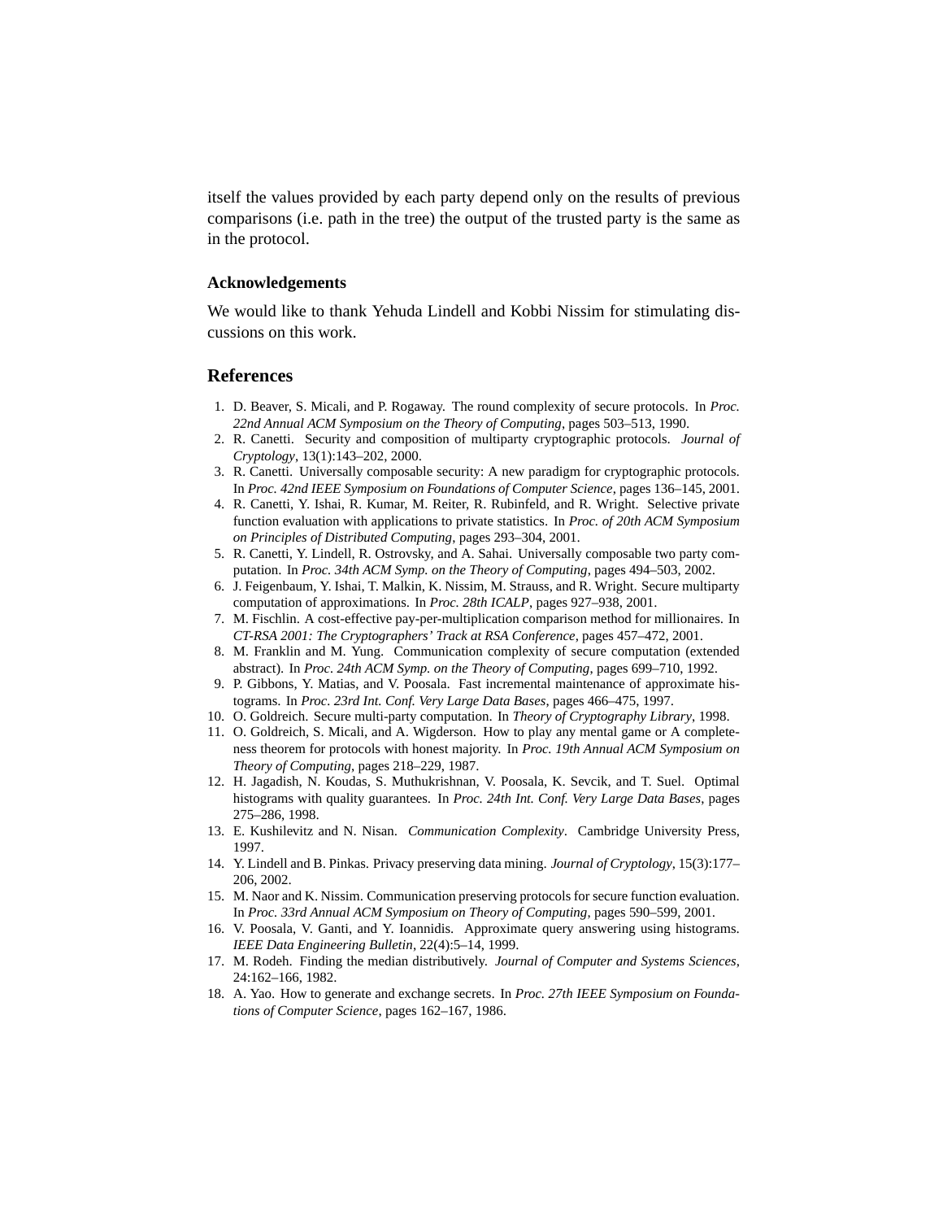itself the values provided by each party depend only on the results of previous comparisons (i.e. path in the tree) the output of the trusted party is the same as in the protocol.

### Acknowledgements

We would like to thank Yehuda Lindell and Kobbi Nissim for stimulating discussions on this work.

## References

1. D. Beaver, S. Micali, and P. Rogaway. The round complexity of secure protocols. In *Proc. 22nd Annual ACM Symposium on the Theory of Computing*, pages 503–513, 1990.
2. R. Canetti. Security and composition of multiparty cryptographic protocols. *Journal of Cryptology*, 13(1):143–202, 2000.
3. R. Canetti. Universally composable security: A new paradigm for cryptographic protocols. In *Proc. 42nd IEEE Symposium on Foundations of Computer Science*, pages 136–145, 2001.
4. R. Canetti, Y. Ishai, R. Kumar, M. Reiter, R. Rubinfeld, and R. Wright. Selective private function evaluation with applications to private statistics. In *Proc. of 20th ACM Symposium on Principles of Distributed Computing*, pages 293–304, 2001.
5. R. Canetti, Y. Lindell, R. Ostrovsky, and A. Sahai. Universally composable two party computation. In *Proc. 34th ACM Symp. on the Theory of Computing*, pages 494–503, 2002.
6. J. Feigenbaum, Y. Ishai, T. Malkin, K. Nissim, M. Strauss, and R. Wright. Secure multiparty computation of approximations. In *Proc. 28th ICALP*, pages 927–938, 2001.
7. M. Fischlin. A cost-effective pay-per-multiplication comparison method for millionaires. In *CT-RSA 2001: The Cryptographers' Track at RSA Conference*, pages 457–472, 2001.
8. M. Franklin and M. Yung. Communication complexity of secure computation (extended abstract). In *Proc. 24th ACM Symp. on the Theory of Computing*, pages 699–710, 1992.
9. P. Gibbons, Y. Matias, and V. Poosala. Fast incremental maintenance of approximate histograms. In *Proc. 23rd Int. Conf. Very Large Data Bases*, pages 466–475, 1997.
10. O. Goldreich. Secure multi-party computation. In *Theory of Cryptography Library*, 1998.
11. O. Goldreich, S. Micali, and A. Wigderson. How to play any mental game or A completeness theorem for protocols with honest majority. In *Proc. 19th Annual ACM Symposium on Theory of Computing*, pages 218–229, 1987.
12. H. Jagadish, N. Koudas, S. Muthukrishnan, V. Poosala, K. Sevcik, and T. Suel. Optimal histograms with quality guarantees. In *Proc. 24th Int. Conf. Very Large Data Bases*, pages 275–286, 1998.
13. E. Kushilevitz and N. Nisan. *Communication Complexity*. Cambridge University Press, 1997.
14. Y. Lindell and B. Pinkas. Privacy preserving data mining. *Journal of Cryptology*, 15(3):177–206, 2002.
15. M. Naor and K. Nissim. Communication preserving protocols for secure function evaluation. In *Proc. 33rd Annual ACM Symposium on Theory of Computing*, pages 590–599, 2001.
16. V. Poosala, V. Ganti, and Y. Ioannidis. Approximate query answering using histograms. *IEEE Data Engineering Bulletin*, 22(4):5–14, 1999.
17. M. Rodeh. Finding the median distributively. *Journal of Computer and Systems Sciences*, 24:162–166, 1982.
18. A. Yao. How to generate and exchange secrets. In *Proc. 27th IEEE Symposium on Foundations of Computer Science*, pages 162–167, 1986.